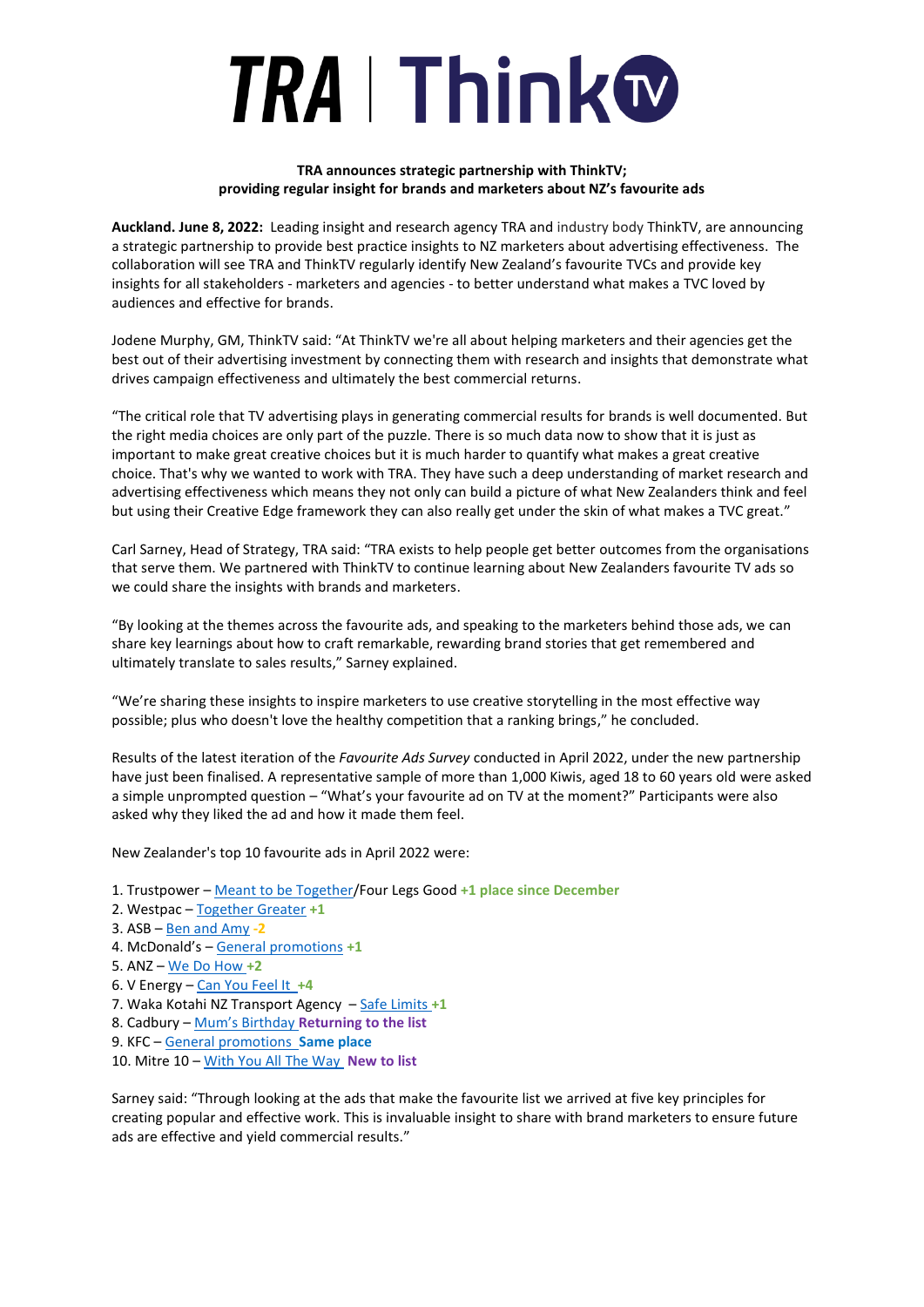# TRA | ThinkTV

**TRA announces strategic partnership with ThinkTV;**
**providing regular insight for brands and marketers about NZ's favourite ads**

**Auckland. June 8, 2022:** Leading insight and research agency TRA and industry body ThinkTV, are announcing a strategic partnership to provide best practice insights to NZ marketers about advertising effectiveness. The collaboration will see TRA and ThinkTV regularly identify New Zealand's favourite TVCs and provide key insights for all stakeholders - marketers and agencies - to better understand what makes a TVC loved by audiences and effective for brands.

Jodene Murphy, GM, ThinkTV said: "At ThinkTV we're all about helping marketers and their agencies get the best out of their advertising investment by connecting them with research and insights that demonstrate what drives campaign effectiveness and ultimately the best commercial returns.

"The critical role that TV advertising plays in generating commercial results for brands is well documented. But the right media choices are only part of the puzzle. There is so much data now to show that it is just as important to make great creative choices but it is much harder to quantify what makes a great creative choice. That's why we wanted to work with TRA. They have such a deep understanding of market research and advertising effectiveness which means they not only can build a picture of what New Zealanders think and feel but using their Creative Edge framework they can also really get under the skin of what makes a TVC great."

Carl Sarney, Head of Strategy, TRA said: "TRA exists to help people get better outcomes from the organisations that serve them. We partnered with ThinkTV to continue learning about New Zealanders favourite TV ads so we could share the insights with brands and marketers.

"By looking at the themes across the favourite ads, and speaking to the marketers behind those ads, we can share key learnings about how to craft remarkable, rewarding brand stories that get remembered and ultimately translate to sales results," Sarney explained.

"We're sharing these insights to inspire marketers to use creative storytelling in the most effective way possible; plus who doesn't love the healthy competition that a ranking brings," he concluded.

Results of the latest iteration of the *Favourite Ads Survey* conducted in April 2022, under the new partnership have just been finalised. A representative sample of more than 1,000 Kiwis, aged 18 to 60 years old were asked a simple unprompted question – "What's your favourite ad on TV at the moment?" Participants were also asked why they liked the ad and how it made them feel.

New Zealander's top 10 favourite ads in April 2022 were:

1. Trustpower – Meant to be Together/Four Legs Good **+1 place since December**
2. Westpac – Together Greater **+1**
3. ASB – Ben and Amy **-2**
4. McDonald's – General promotions **+1**
5. ANZ – We Do How **+2**
6. V Energy – Can You Feel It **+4**
7. Waka Kotahi NZ Transport Agency – Safe Limits **+1**
8. Cadbury – Mum's Birthday **Returning to the list**
9. KFC – General promotions **Same place**
10. Mitre 10 – With You All The Way **New to list**

Sarney said: "Through looking at the ads that make the favourite list we arrived at five key principles for creating popular and effective work. This is invaluable insight to share with brand marketers to ensure future ads are effective and yield commercial results."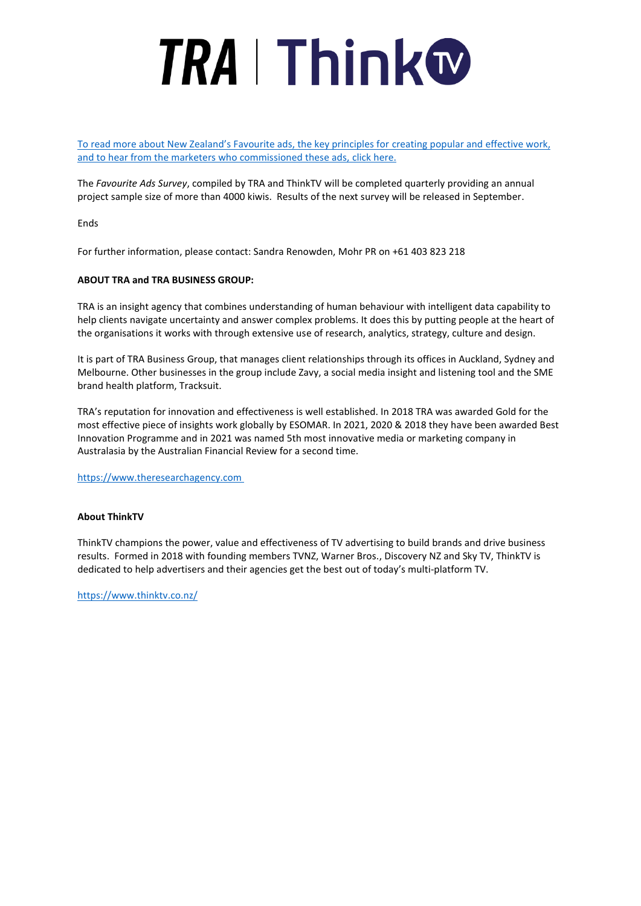TRA | ThinkTV

[To read more about New Zealand's Favourite ads, the key principles for creating popular and effective work, and to hear from the marketers who commissioned these ads, click here.]

The *Favourite Ads Survey*, compiled by TRA and ThinkTV will be completed quarterly providing an annual project sample size of more than 4000 kiwis. Results of the next survey will be released in September.

Ends

For further information, please contact: Sandra Renowden, Mohr PR on +61 403 823 218

**ABOUT TRA and TRA BUSINESS GROUP:**

TRA is an insight agency that combines understanding of human behaviour with intelligent data capability to help clients navigate uncertainty and answer complex problems. It does this by putting people at the heart of the organisations it works with through extensive use of research, analytics, strategy, culture and design.

It is part of TRA Business Group, that manages client relationships through its offices in Auckland, Sydney and Melbourne. Other businesses in the group include Zavy, a social media insight and listening tool and the SME brand health platform, Tracksuit.

TRA's reputation for innovation and effectiveness is well established. In 2018 TRA was awarded Gold for the most effective piece of insights work globally by ESOMAR. In 2021, 2020 & 2018 they have been awarded Best Innovation Programme and in 2021 was named 5th most innovative media or marketing company in Australasia by the Australian Financial Review for a second time.

https://www.theresearchagency.com

**About ThinkTV**

ThinkTV champions the power, value and effectiveness of TV advertising to build brands and drive business results. Formed in 2018 with founding members TVNZ, Warner Bros., Discovery NZ and Sky TV, ThinkTV is dedicated to help advertisers and their agencies get the best out of today's multi-platform TV.

https://www.thinktv.co.nz/